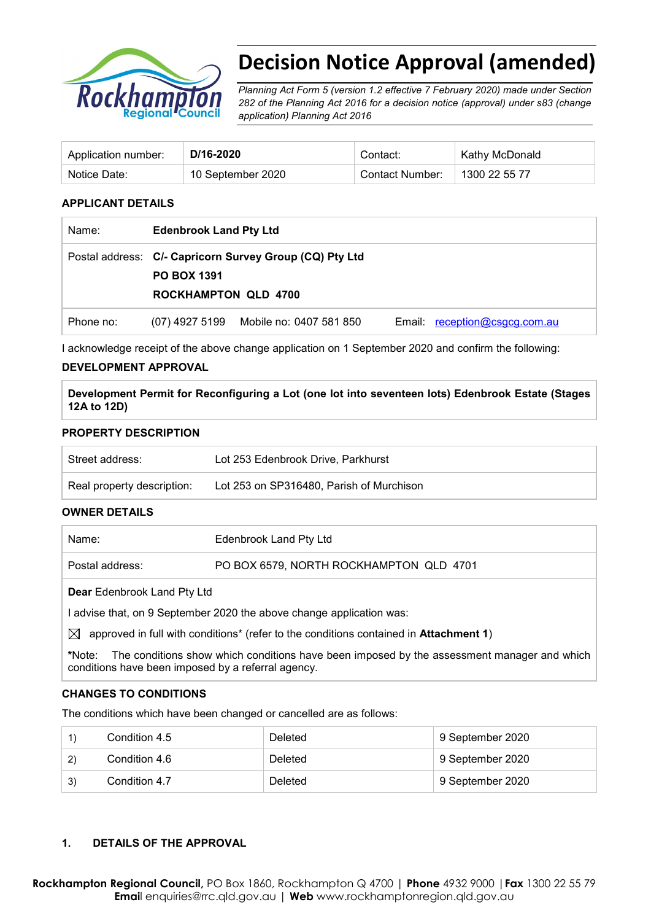# Decision Notice Approval (amended)

*Planning Act Form 5 (version 1.2 effective 7 February 2020) made under Section 282 of the Planning Act 2016 for a decision notice (approval) under s83 (change application) Planning Act 2016*

| Application number: | **D/16-2020** | Contact: | Kathy McDonald |
|---|---|---|---|
| Notice Date: | 10 September 2020 | Contact Number: | 1300 22 55 77 |

**APPLICANT DETAILS**

| | |
|---|---|
| Name: | **Edenbrook Land Pty Ltd** |
| Postal address: | **C/- Capricorn Survey Group (CQ) Pty Ltd**<br>**PO BOX 1391**<br>**ROCKHAMPTON QLD 4700** |
| Phone no: | (07) 4927 5199 Mobile no: 0407 581 850 Email: reception@csgcg.com.au |

I acknowledge receipt of the above change application on 1 September 2020 and confirm the following:

**DEVELOPMENT APPROVAL**

| |
|---|
| **Development Permit for Reconfiguring a Lot (one lot into seventeen lots) Edenbrook Estate (Stages 12A to 12D)** |

**PROPERTY DESCRIPTION**

| | |
|---|---|
| Street address: | Lot 253 Edenbrook Drive, Parkhurst |
| Real property description: | Lot 253 on SP316480, Parish of Murchison |

**OWNER DETAILS**

| | |
|---|---|
| Name: | Edenbrook Land Pty Ltd |
| Postal address: | PO BOX 6579, NORTH ROCKHAMPTON QLD 4701 |

**Dear** Edenbrook Land Pty Ltd

I advise that, on 9 September 2020 the above change application was:

☒ approved in full with conditions* (refer to the conditions contained in **Attachment 1**)

*Note: The conditions show which conditions have been imposed by the assessment manager and which conditions have been imposed by a referral agency.

**CHANGES TO CONDITIONS**

The conditions which have been changed or cancelled are as follows:

| | | | |
|---|---|---|---|
| 1) | Condition 4.5 | Deleted | 9 September 2020 |
| 2) | Condition 4.6 | Deleted | 9 September 2020 |
| 3) | Condition 4.7 | Deleted | 9 September 2020 |

**1. DETAILS OF THE APPROVAL**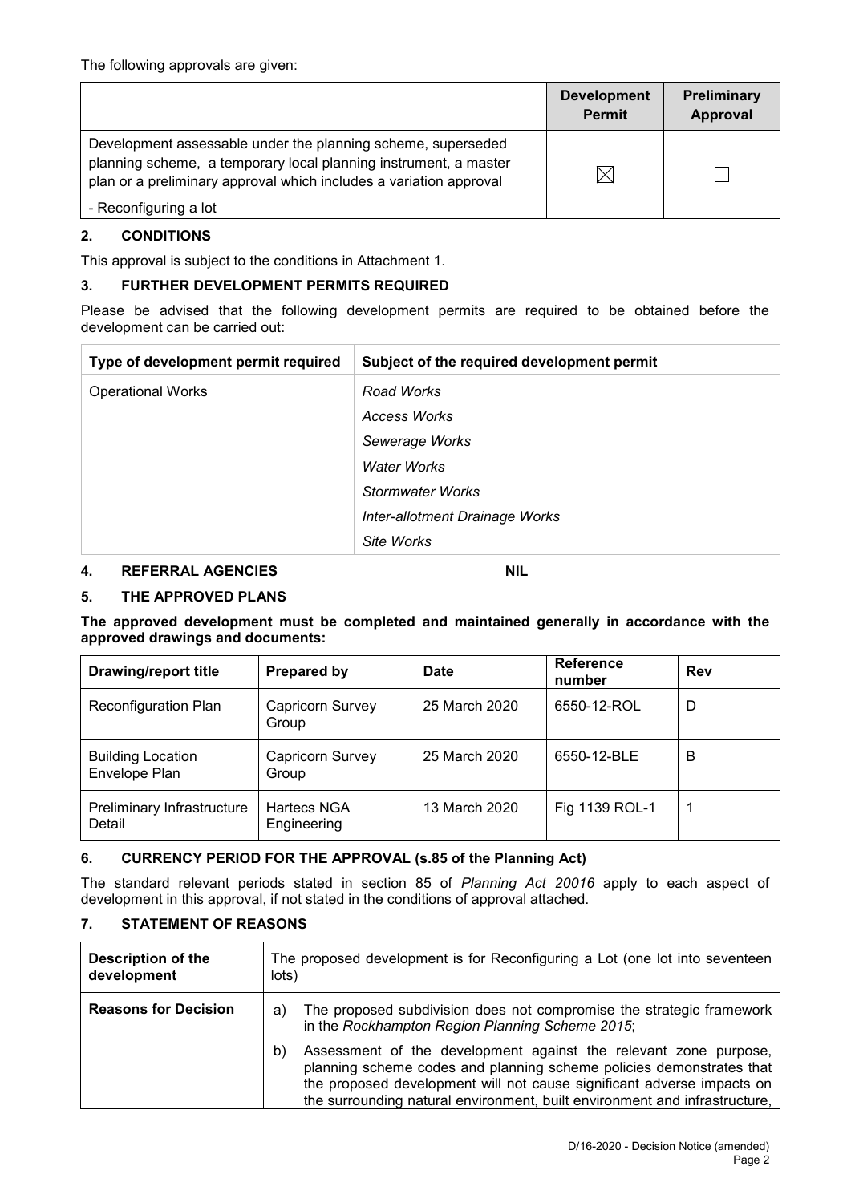The following approvals are given:

| | Development Permit | Preliminary Approval |
|---|---|---|
| Development assessable under the planning scheme, superseded planning scheme, a temporary local planning instrument, a master plan or a preliminary approval which includes a variation approval<br>- Reconfiguring a lot | ☒ | ☐ |

## 2. CONDITIONS

This approval is subject to the conditions in Attachment 1.

## 3. FURTHER DEVELOPMENT PERMITS REQUIRED

Please be advised that the following development permits are required to be obtained before the development can be carried out:

| Type of development permit required | Subject of the required development permit |
|---|---|
| Operational Works | *Road Works*<br>*Access Works*<br>*Sewerage Works*<br>*Water Works*<br>*Stormwater Works*<br>*Inter-allotment Drainage Works*<br>*Site Works* |

## 4. REFERRAL AGENCIES NIL

## 5. THE APPROVED PLANS

**The approved development must be completed and maintained generally in accordance with the approved drawings and documents:**

| Drawing/report title | Prepared by | Date | Reference number | Rev |
|---|---|---|---|---|
| Reconfiguration Plan | Capricorn Survey Group | 25 March 2020 | 6550-12-ROL | D |
| Building Location Envelope Plan | Capricorn Survey Group | 25 March 2020 | 6550-12-BLE | B |
| Preliminary Infrastructure Detail | Hartecs NGA Engineering | 13 March 2020 | Fig 1139 ROL-1 | 1 |

## 6. CURRENCY PERIOD FOR THE APPROVAL (s.85 of the Planning Act)

The standard relevant periods stated in section 85 of *Planning Act 20016* apply to each aspect of development in this approval, if not stated in the conditions of approval attached.

## 7. STATEMENT OF REASONS

| Description of the development | The proposed development is for Reconfiguring a Lot (one lot into seventeen lots) |
|---|---|
| **Reasons for Decision** | a) The proposed subdivision does not compromise the strategic framework in the *Rockhampton Region Planning Scheme 2015*;<br>b) Assessment of the development against the relevant zone purpose, planning scheme codes and planning scheme policies demonstrates that the proposed development will not cause significant adverse impacts on the surrounding natural environment, built environment and infrastructure, |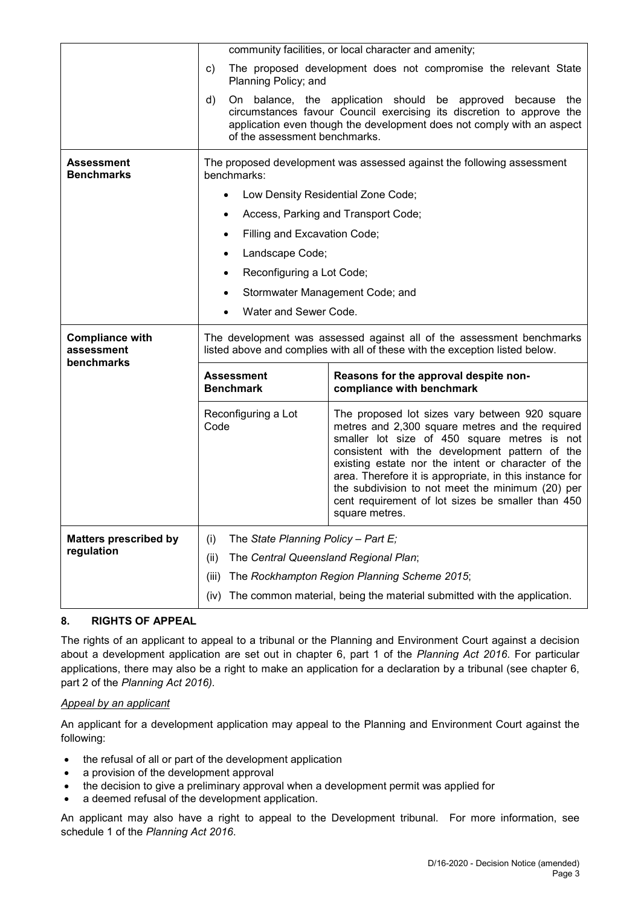| | | |
|---|---|---|
| | community facilities, or local character and amenity;<br>c) The proposed development does not compromise the relevant State Planning Policy; and<br>d) On balance, the application should be approved because the circumstances favour Council exercising its discretion to approve the application even though the development does not comply with an aspect of the assessment benchmarks. | |
| **Assessment Benchmarks** | The proposed development was assessed against the following assessment benchmarks:<br>• Low Density Residential Zone Code;<br>• Access, Parking and Transport Code;<br>• Filling and Excavation Code;<br>• Landscape Code;<br>• Reconfiguring a Lot Code;<br>• Stormwater Management Code; and<br>• Water and Sewer Code. | |
| **Compliance with assessment benchmarks** | The development was assessed against all of the assessment benchmarks listed above and complies with all of these with the exception listed below. | |
| | **Assessment Benchmark** | **Reasons for the approval despite non-compliance with benchmark** |
| | Reconfiguring a Lot Code | The proposed lot sizes vary between 920 square metres and 2,300 square metres and the required smaller lot size of 450 square metres is not consistent with the development pattern of the existing estate nor the intent or character of the area. Therefore it is appropriate, in this instance for the subdivision to not meet the minimum (20) per cent requirement of lot sizes be smaller than 450 square metres. |
| **Matters prescribed by regulation** | (i) The *State Planning Policy – Part E;*<br>(ii) The *Central Queensland Regional Plan*;<br>(iii) The *Rockhampton Region Planning Scheme 2015*;<br>(iv) The common material, being the material submitted with the application. | |

## 8. RIGHTS OF APPEAL

The rights of an applicant to appeal to a tribunal or the Planning and Environment Court against a decision about a development application are set out in chapter 6, part 1 of the *Planning Act 2016*. For particular applications, there may also be a right to make an application for a declaration by a tribunal (see chapter 6, part 2 of the *Planning Act 2016).*

*Appeal by an applicant*

An applicant for a development application may appeal to the Planning and Environment Court against the following:

- the refusal of all or part of the development application
- a provision of the development approval
- the decision to give a preliminary approval when a development permit was applied for
- a deemed refusal of the development application.

An applicant may also have a right to appeal to the Development tribunal. For more information, see schedule 1 of the *Planning Act 2016*.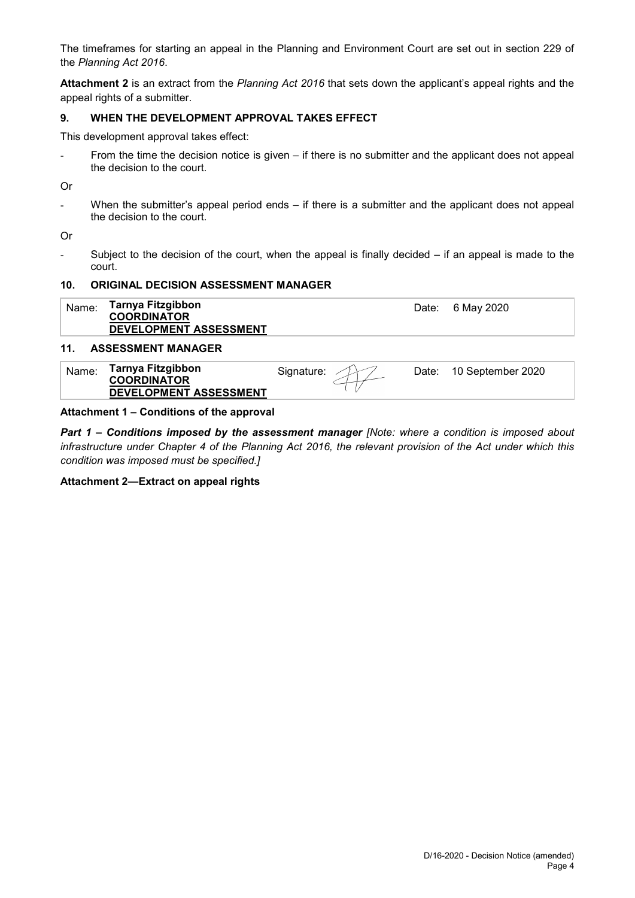The timeframes for starting an appeal in the Planning and Environment Court are set out in section 229 of the *Planning Act 2016*.

**Attachment 2** is an extract from the *Planning Act 2016* that sets down the applicant's appeal rights and the appeal rights of a submitter.

## 9. WHEN THE DEVELOPMENT APPROVAL TAKES EFFECT

This development approval takes effect:

- From the time the decision notice is given – if there is no submitter and the applicant does not appeal the decision to the court.

Or

- When the submitter's appeal period ends – if there is a submitter and the applicant does not appeal the decision to the court.

Or

- Subject to the decision of the court, when the appeal is finally decided – if an appeal is made to the court.

## 10. ORIGINAL DECISION ASSESSMENT MANAGER

| Name: | **Tarnya Fitzgibbon** **COORDINATOR** **DEVELOPMENT ASSESSMENT** | Date: | 6 May 2020 |
|---|---|---|---|

## 11. ASSESSMENT MANAGER

| Name: | **Tarnya Fitzgibbon** **COORDINATOR** **DEVELOPMENT ASSESSMENT** | Signature: | | Date: | 10 September 2020 |
|---|---|---|---|---|---|

**Attachment 1 – Conditions of the approval**

***Part 1 – Conditions imposed by the assessment manager*** *[Note: where a condition is imposed about infrastructure under Chapter 4 of the Planning Act 2016, the relevant provision of the Act under which this condition was imposed must be specified.]*

**Attachment 2—Extract on appeal rights**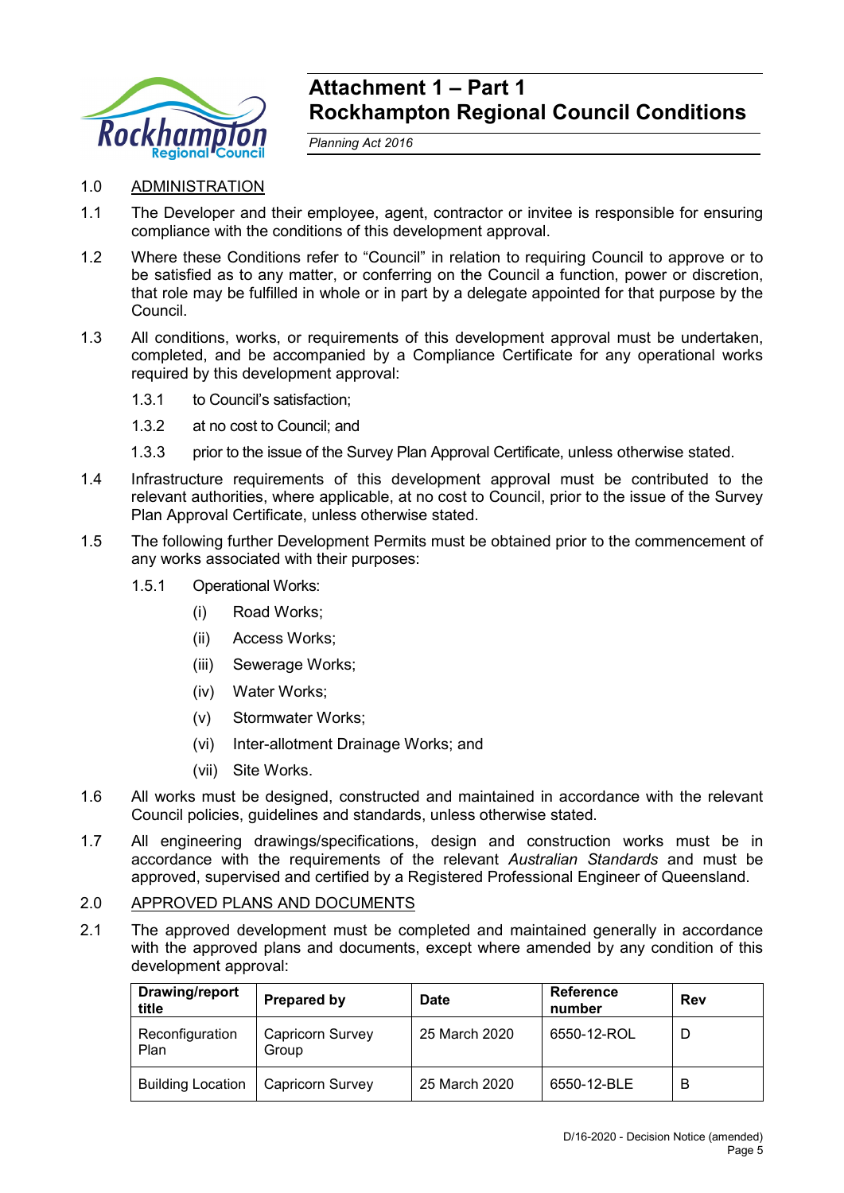# Attachment 1 – Part 1
# Rockhampton Regional Council Conditions

*Planning Act 2016*

1.0 ADMINISTRATION

1.1 The Developer and their employee, agent, contractor or invitee is responsible for ensuring compliance with the conditions of this development approval.

1.2 Where these Conditions refer to "Council" in relation to requiring Council to approve or to be satisfied as to any matter, or conferring on the Council a function, power or discretion, that role may be fulfilled in whole or in part by a delegate appointed for that purpose by the Council.

1.3 All conditions, works, or requirements of this development approval must be undertaken, completed, and be accompanied by a Compliance Certificate for any operational works required by this development approval:

 1.3.1 to Council's satisfaction;

 1.3.2 at no cost to Council; and

 1.3.3 prior to the issue of the Survey Plan Approval Certificate, unless otherwise stated.

1.4 Infrastructure requirements of this development approval must be contributed to the relevant authorities, where applicable, at no cost to Council, prior to the issue of the Survey Plan Approval Certificate, unless otherwise stated.

1.5 The following further Development Permits must be obtained prior to the commencement of any works associated with their purposes:

 1.5.1 Operational Works:

  (i) Road Works;

  (ii) Access Works;

  (iii) Sewerage Works;

  (iv) Water Works;

  (v) Stormwater Works;

  (vi) Inter-allotment Drainage Works; and

  (vii) Site Works.

1.6 All works must be designed, constructed and maintained in accordance with the relevant Council policies, guidelines and standards, unless otherwise stated.

1.7 All engineering drawings/specifications, design and construction works must be in accordance with the requirements of the relevant *Australian Standards* and must be approved, supervised and certified by a Registered Professional Engineer of Queensland.

2.0 APPROVED PLANS AND DOCUMENTS

2.1 The approved development must be completed and maintained generally in accordance with the approved plans and documents, except where amended by any condition of this development approval:

| Drawing/report title | Prepared by | Date | Reference number | Rev |
|---|---|---|---|---|
| Reconfiguration Plan | Capricorn Survey Group | 25 March 2020 | 6550-12-ROL | D |
| Building Location | Capricorn Survey | 25 March 2020 | 6550-12-BLE | B |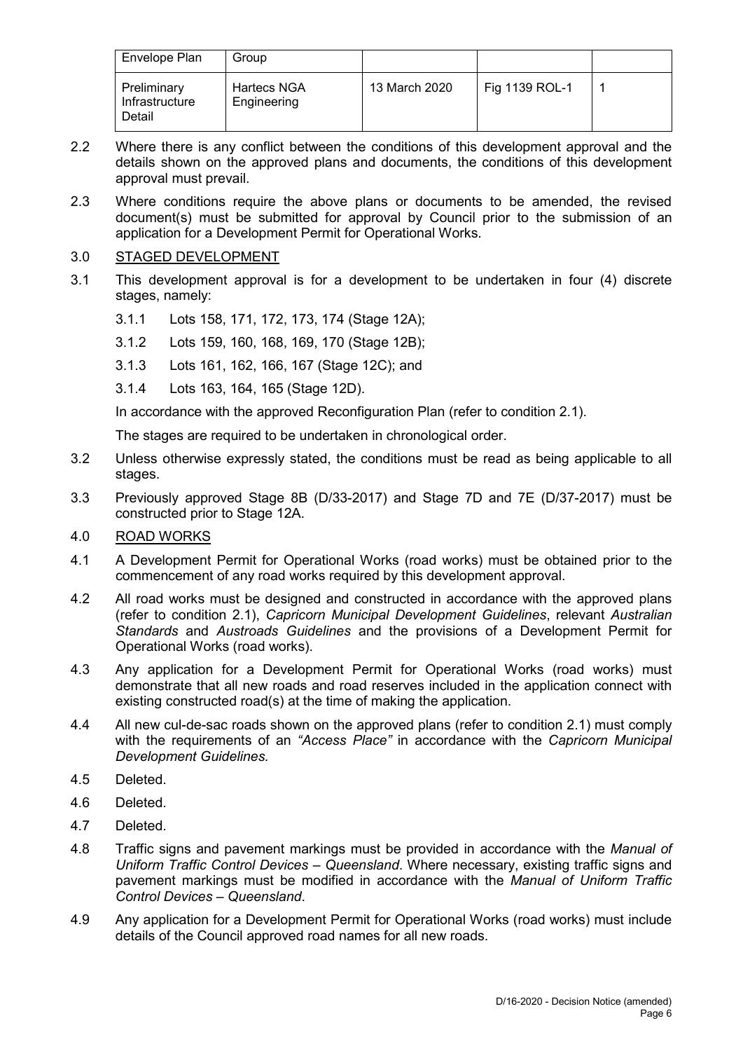| Envelope Plan | Group | | | |
|---|---|---|---|---|
| Preliminary Infrastructure Detail | Hartecs NGA Engineering | 13 March 2020 | Fig 1139 ROL-1 | 1 |

2.2 Where there is any conflict between the conditions of this development approval and the details shown on the approved plans and documents, the conditions of this development approval must prevail.

2.3 Where conditions require the above plans or documents to be amended, the revised document(s) must be submitted for approval by Council prior to the submission of an application for a Development Permit for Operational Works.

3.0 STAGED DEVELOPMENT

3.1 This development approval is for a development to be undertaken in four (4) discrete stages, namely:

3.1.1 Lots 158, 171, 172, 173, 174 (Stage 12A);

3.1.2 Lots 159, 160, 168, 169, 170 (Stage 12B);

3.1.3 Lots 161, 162, 166, 167 (Stage 12C); and

3.1.4 Lots 163, 164, 165 (Stage 12D).

In accordance with the approved Reconfiguration Plan (refer to condition 2.1).

The stages are required to be undertaken in chronological order.

3.2 Unless otherwise expressly stated, the conditions must be read as being applicable to all stages.

3.3 Previously approved Stage 8B (D/33-2017) and Stage 7D and 7E (D/37-2017) must be constructed prior to Stage 12A.

4.0 ROAD WORKS

4.1 A Development Permit for Operational Works (road works) must be obtained prior to the commencement of any road works required by this development approval.

4.2 All road works must be designed and constructed in accordance with the approved plans (refer to condition 2.1), *Capricorn Municipal Development Guidelines*, relevant *Australian Standards* and *Austroads Guidelines* and the provisions of a Development Permit for Operational Works (road works).

4.3 Any application for a Development Permit for Operational Works (road works) must demonstrate that all new roads and road reserves included in the application connect with existing constructed road(s) at the time of making the application.

4.4 All new cul-de-sac roads shown on the approved plans (refer to condition 2.1) must comply with the requirements of an *"Access Place"* in accordance with the *Capricorn Municipal Development Guidelines.*

4.5 Deleted.

4.6 Deleted.

4.7 Deleted.

4.8 Traffic signs and pavement markings must be provided in accordance with the *Manual of Uniform Traffic Control Devices – Queensland*. Where necessary, existing traffic signs and pavement markings must be modified in accordance with the *Manual of Uniform Traffic Control Devices – Queensland*.

4.9 Any application for a Development Permit for Operational Works (road works) must include details of the Council approved road names for all new roads.

D/16-2020 - Decision Notice (amended)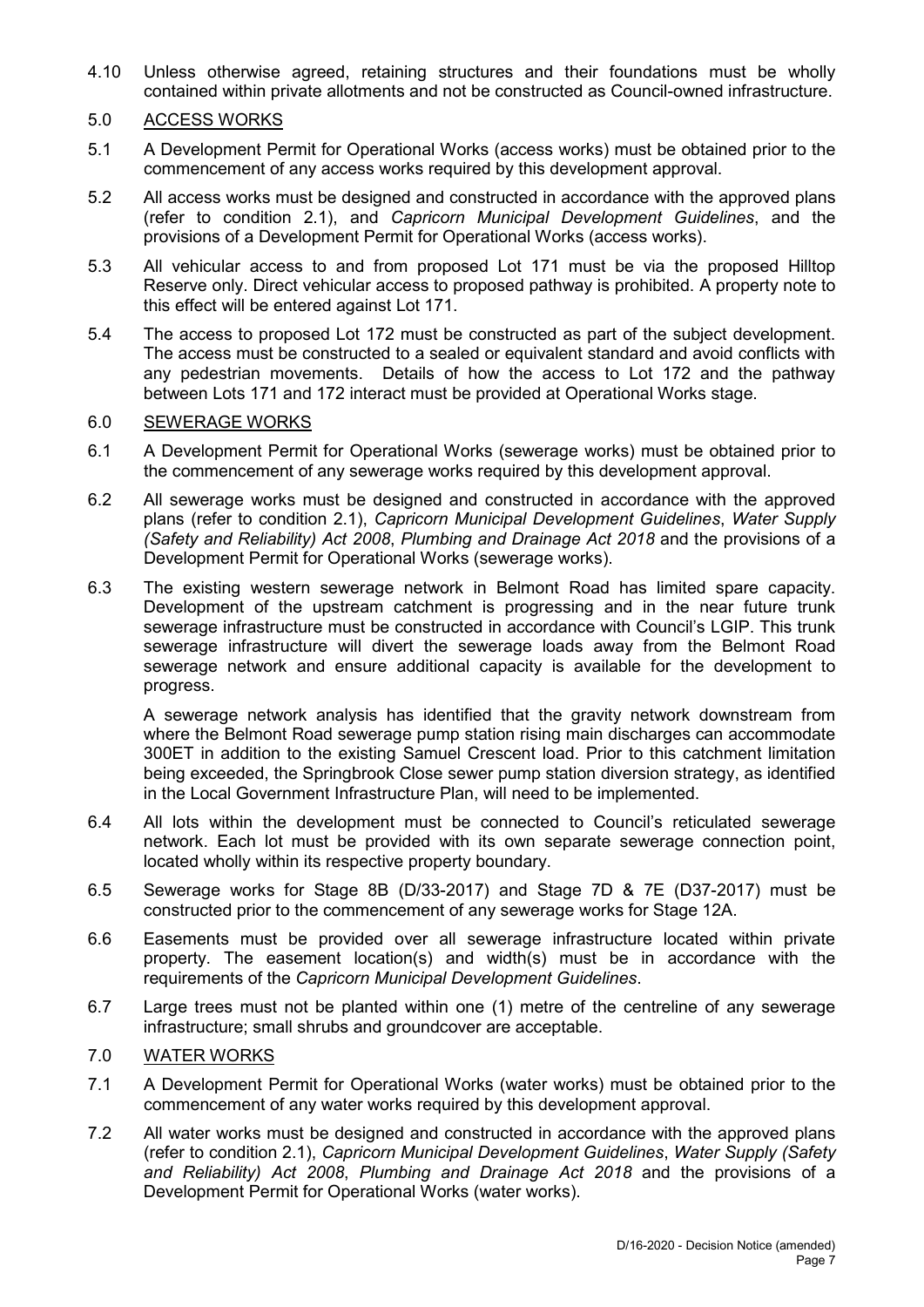4.10 Unless otherwise agreed, retaining structures and their foundations must be wholly contained within private allotments and not be constructed as Council-owned infrastructure.

5.0 ACCESS WORKS

5.1 A Development Permit for Operational Works (access works) must be obtained prior to the commencement of any access works required by this development approval.

5.2 All access works must be designed and constructed in accordance with the approved plans (refer to condition 2.1), and *Capricorn Municipal Development Guidelines*, and the provisions of a Development Permit for Operational Works (access works).

5.3 All vehicular access to and from proposed Lot 171 must be via the proposed Hilltop Reserve only. Direct vehicular access to proposed pathway is prohibited. A property note to this effect will be entered against Lot 171.

5.4 The access to proposed Lot 172 must be constructed as part of the subject development. The access must be constructed to a sealed or equivalent standard and avoid conflicts with any pedestrian movements. Details of how the access to Lot 172 and the pathway between Lots 171 and 172 interact must be provided at Operational Works stage.

6.0 SEWERAGE WORKS

6.1 A Development Permit for Operational Works (sewerage works) must be obtained prior to the commencement of any sewerage works required by this development approval.

6.2 All sewerage works must be designed and constructed in accordance with the approved plans (refer to condition 2.1), *Capricorn Municipal Development Guidelines*, *Water Supply (Safety and Reliability) Act 2008*, *Plumbing and Drainage Act 2018* and the provisions of a Development Permit for Operational Works (sewerage works).

6.3 The existing western sewerage network in Belmont Road has limited spare capacity. Development of the upstream catchment is progressing and in the near future trunk sewerage infrastructure must be constructed in accordance with Council's LGIP. This trunk sewerage infrastructure will divert the sewerage loads away from the Belmont Road sewerage network and ensure additional capacity is available for the development to progress.

A sewerage network analysis has identified that the gravity network downstream from where the Belmont Road sewerage pump station rising main discharges can accommodate 300ET in addition to the existing Samuel Crescent load. Prior to this catchment limitation being exceeded, the Springbrook Close sewer pump station diversion strategy, as identified in the Local Government Infrastructure Plan, will need to be implemented.

6.4 All lots within the development must be connected to Council's reticulated sewerage network. Each lot must be provided with its own separate sewerage connection point, located wholly within its respective property boundary.

6.5 Sewerage works for Stage 8B (D/33-2017) and Stage 7D & 7E (D37-2017) must be constructed prior to the commencement of any sewerage works for Stage 12A.

6.6 Easements must be provided over all sewerage infrastructure located within private property. The easement location(s) and width(s) must be in accordance with the requirements of the *Capricorn Municipal Development Guidelines*.

6.7 Large trees must not be planted within one (1) metre of the centreline of any sewerage infrastructure; small shrubs and groundcover are acceptable.

7.0 WATER WORKS

7.1 A Development Permit for Operational Works (water works) must be obtained prior to the commencement of any water works required by this development approval.

7.2 All water works must be designed and constructed in accordance with the approved plans (refer to condition 2.1), *Capricorn Municipal Development Guidelines*, *Water Supply (Safety and Reliability) Act 2008*, *Plumbing and Drainage Act 2018* and the provisions of a Development Permit for Operational Works (water works).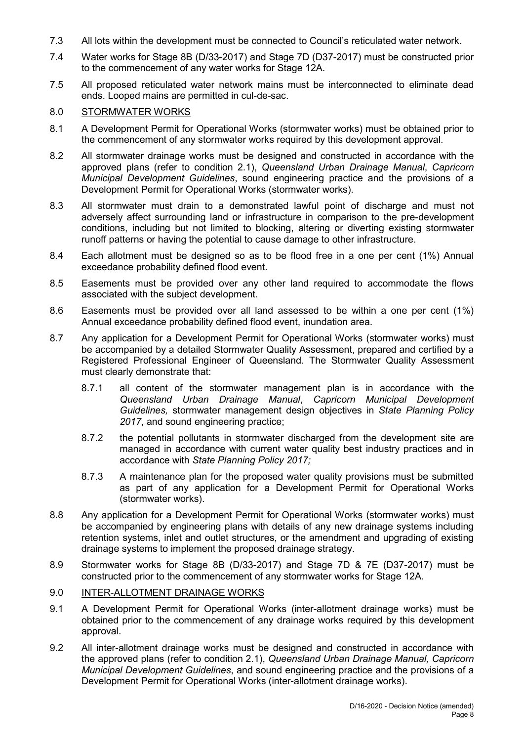7.3 All lots within the development must be connected to Council's reticulated water network.

7.4 Water works for Stage 8B (D/33-2017) and Stage 7D (D37-2017) must be constructed prior to the commencement of any water works for Stage 12A.

7.5 All proposed reticulated water network mains must be interconnected to eliminate dead ends. Looped mains are permitted in cul-de-sac.

## 8.0 STORMWATER WORKS

8.1 A Development Permit for Operational Works (stormwater works) must be obtained prior to the commencement of any stormwater works required by this development approval.

8.2 All stormwater drainage works must be designed and constructed in accordance with the approved plans (refer to condition 2.1), *Queensland Urban Drainage Manual*, *Capricorn Municipal Development Guidelines*, sound engineering practice and the provisions of a Development Permit for Operational Works (stormwater works).

8.3 All stormwater must drain to a demonstrated lawful point of discharge and must not adversely affect surrounding land or infrastructure in comparison to the pre-development conditions, including but not limited to blocking, altering or diverting existing stormwater runoff patterns or having the potential to cause damage to other infrastructure.

8.4 Each allotment must be designed so as to be flood free in a one per cent (1%) Annual exceedance probability defined flood event.

8.5 Easements must be provided over any other land required to accommodate the flows associated with the subject development.

8.6 Easements must be provided over all land assessed to be within a one per cent (1%) Annual exceedance probability defined flood event, inundation area.

8.7 Any application for a Development Permit for Operational Works (stormwater works) must be accompanied by a detailed Stormwater Quality Assessment, prepared and certified by a Registered Professional Engineer of Queensland. The Stormwater Quality Assessment must clearly demonstrate that:

8.7.1 all content of the stormwater management plan is in accordance with the *Queensland Urban Drainage Manual*, *Capricorn Municipal Development Guidelines,* stormwater management design objectives in *State Planning Policy 2017*, and sound engineering practice;

8.7.2 the potential pollutants in stormwater discharged from the development site are managed in accordance with current water quality best industry practices and in accordance with *State Planning Policy 2017;*

8.7.3 A maintenance plan for the proposed water quality provisions must be submitted as part of any application for a Development Permit for Operational Works (stormwater works).

8.8 Any application for a Development Permit for Operational Works (stormwater works) must be accompanied by engineering plans with details of any new drainage systems including retention systems, inlet and outlet structures, or the amendment and upgrading of existing drainage systems to implement the proposed drainage strategy.

8.9 Stormwater works for Stage 8B (D/33-2017) and Stage 7D & 7E (D37-2017) must be constructed prior to the commencement of any stormwater works for Stage 12A.

## 9.0 INTER-ALLOTMENT DRAINAGE WORKS

9.1 A Development Permit for Operational Works (inter-allotment drainage works) must be obtained prior to the commencement of any drainage works required by this development approval.

9.2 All inter-allotment drainage works must be designed and constructed in accordance with the approved plans (refer to condition 2.1), *Queensland Urban Drainage Manual, Capricorn Municipal Development Guidelines*, and sound engineering practice and the provisions of a Development Permit for Operational Works (inter-allotment drainage works).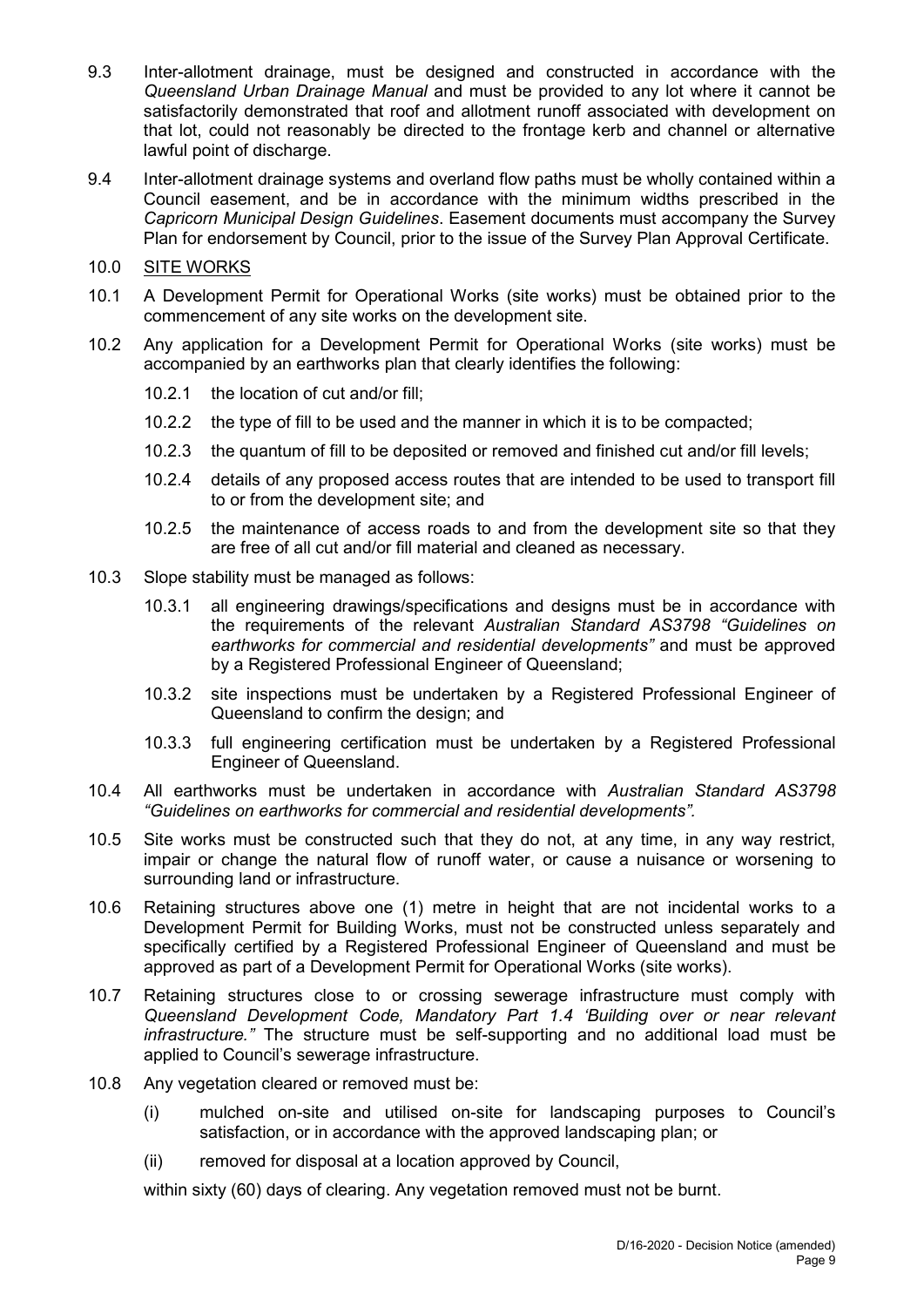9.3 Inter-allotment drainage, must be designed and constructed in accordance with the *Queensland Urban Drainage Manual* and must be provided to any lot where it cannot be satisfactorily demonstrated that roof and allotment runoff associated with development on that lot, could not reasonably be directed to the frontage kerb and channel or alternative lawful point of discharge.

9.4 Inter-allotment drainage systems and overland flow paths must be wholly contained within a Council easement, and be in accordance with the minimum widths prescribed in the *Capricorn Municipal Design Guidelines*. Easement documents must accompany the Survey Plan for endorsement by Council, prior to the issue of the Survey Plan Approval Certificate.

10.0 <u>SITE WORKS</u>

10.1 A Development Permit for Operational Works (site works) must be obtained prior to the commencement of any site works on the development site.

10.2 Any application for a Development Permit for Operational Works (site works) must be accompanied by an earthworks plan that clearly identifies the following:

- 10.2.1 the location of cut and/or fill;
- 10.2.2 the type of fill to be used and the manner in which it is to be compacted;
- 10.2.3 the quantum of fill to be deposited or removed and finished cut and/or fill levels;
- 10.2.4 details of any proposed access routes that are intended to be used to transport fill to or from the development site; and
- 10.2.5 the maintenance of access roads to and from the development site so that they are free of all cut and/or fill material and cleaned as necessary.

10.3 Slope stability must be managed as follows:

- 10.3.1 all engineering drawings/specifications and designs must be in accordance with the requirements of the relevant *Australian Standard AS3798 "Guidelines on earthworks for commercial and residential developments"* and must be approved by a Registered Professional Engineer of Queensland;
- 10.3.2 site inspections must be undertaken by a Registered Professional Engineer of Queensland to confirm the design; and
- 10.3.3 full engineering certification must be undertaken by a Registered Professional Engineer of Queensland.

10.4 All earthworks must be undertaken in accordance with *Australian Standard AS3798 "Guidelines on earthworks for commercial and residential developments".*

10.5 Site works must be constructed such that they do not, at any time, in any way restrict, impair or change the natural flow of runoff water, or cause a nuisance or worsening to surrounding land or infrastructure.

10.6 Retaining structures above one (1) metre in height that are not incidental works to a Development Permit for Building Works, must not be constructed unless separately and specifically certified by a Registered Professional Engineer of Queensland and must be approved as part of a Development Permit for Operational Works (site works).

10.7 Retaining structures close to or crossing sewerage infrastructure must comply with *Queensland Development Code, Mandatory Part 1.4 'Building over or near relevant infrastructure."* The structure must be self-supporting and no additional load must be applied to Council's sewerage infrastructure.

10.8 Any vegetation cleared or removed must be:

- (i) mulched on-site and utilised on-site for landscaping purposes to Council's satisfaction, or in accordance with the approved landscaping plan; or
- (ii) removed for disposal at a location approved by Council,

within sixty (60) days of clearing. Any vegetation removed must not be burnt.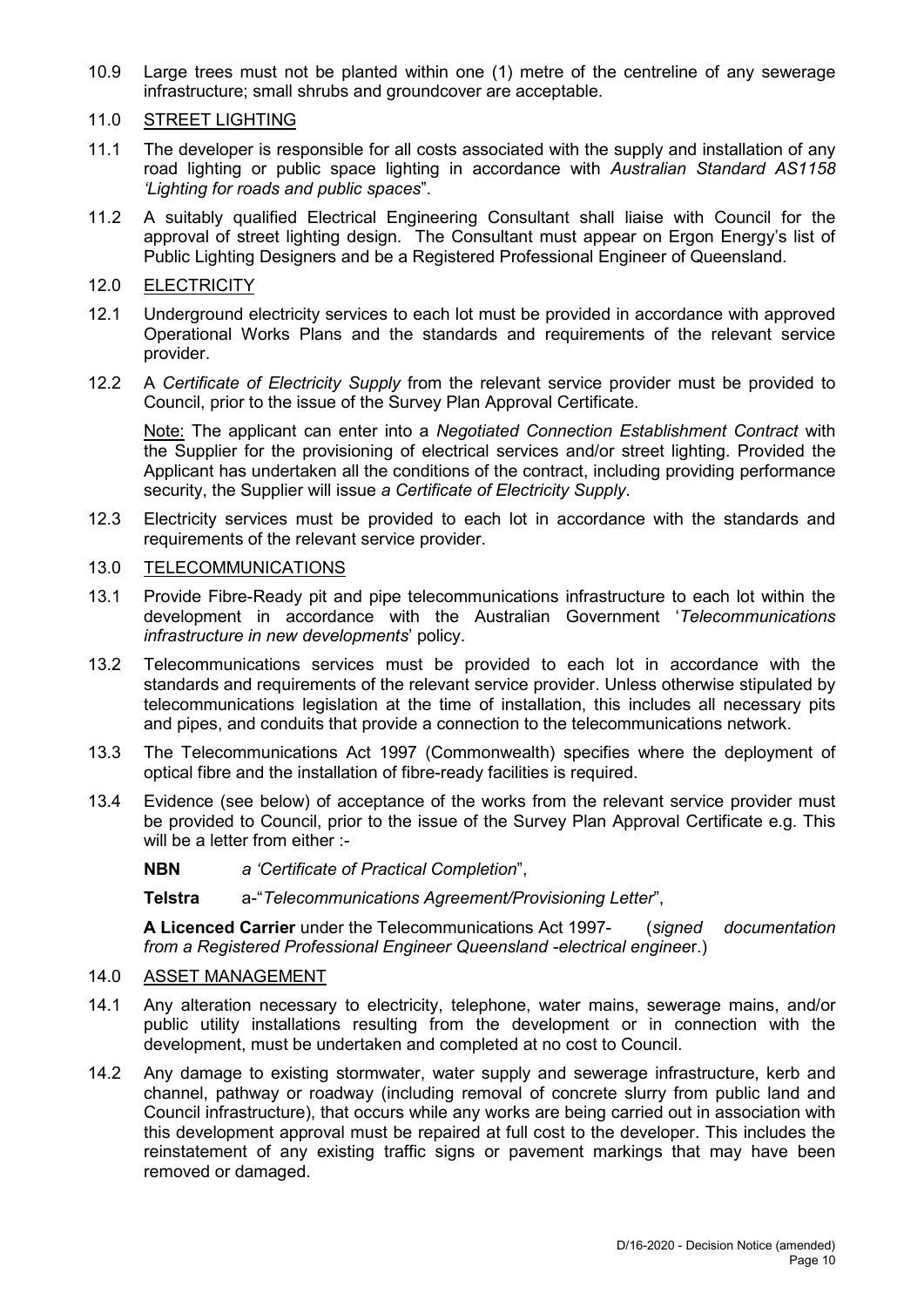10.9 Large trees must not be planted within one (1) metre of the centreline of any sewerage infrastructure; small shrubs and groundcover are acceptable.

## 11.0 STREET LIGHTING

11.1 The developer is responsible for all costs associated with the supply and installation of any road lighting or public space lighting in accordance with *Australian Standard AS1158 'Lighting for roads and public spaces*".

11.2 A suitably qualified Electrical Engineering Consultant shall liaise with Council for the approval of street lighting design. The Consultant must appear on Ergon Energy's list of Public Lighting Designers and be a Registered Professional Engineer of Queensland.

## 12.0 ELECTRICITY

12.1 Underground electricity services to each lot must be provided in accordance with approved Operational Works Plans and the standards and requirements of the relevant service provider.

12.2 A *Certificate of Electricity Supply* from the relevant service provider must be provided to Council, prior to the issue of the Survey Plan Approval Certificate.

Note: The applicant can enter into a *Negotiated Connection Establishment Contract* with the Supplier for the provisioning of electrical services and/or street lighting. Provided the Applicant has undertaken all the conditions of the contract, including providing performance security, the Supplier will issue *a Certificate of Electricity Supply*.

12.3 Electricity services must be provided to each lot in accordance with the standards and requirements of the relevant service provider.

## 13.0 TELECOMMUNICATIONS

13.1 Provide Fibre-Ready pit and pipe telecommunications infrastructure to each lot within the development in accordance with the Australian Government '*Telecommunications infrastructure in new developments*' policy.

13.2 Telecommunications services must be provided to each lot in accordance with the standards and requirements of the relevant service provider. Unless otherwise stipulated by telecommunications legislation at the time of installation, this includes all necessary pits and pipes, and conduits that provide a connection to the telecommunications network.

13.3 The Telecommunications Act 1997 (Commonwealth) specifies where the deployment of optical fibre and the installation of fibre-ready facilities is required.

13.4 Evidence (see below) of acceptance of the works from the relevant service provider must be provided to Council, prior to the issue of the Survey Plan Approval Certificate e.g. This will be a letter from either :-

**NBN** *a 'Certificate of Practical Completion*",

**Telstra** a-"*Telecommunications Agreement/Provisioning Letter*",

**A Licenced Carrier** under the Telecommunications Act 1997- (*signed documentation from a Registered Professional Engineer Queensland -electrical engineer*.)

## 14.0 ASSET MANAGEMENT

14.1 Any alteration necessary to electricity, telephone, water mains, sewerage mains, and/or public utility installations resulting from the development or in connection with the development, must be undertaken and completed at no cost to Council.

14.2 Any damage to existing stormwater, water supply and sewerage infrastructure, kerb and channel, pathway or roadway (including removal of concrete slurry from public land and Council infrastructure), that occurs while any works are being carried out in association with this development approval must be repaired at full cost to the developer. This includes the reinstatement of any existing traffic signs or pavement markings that may have been removed or damaged.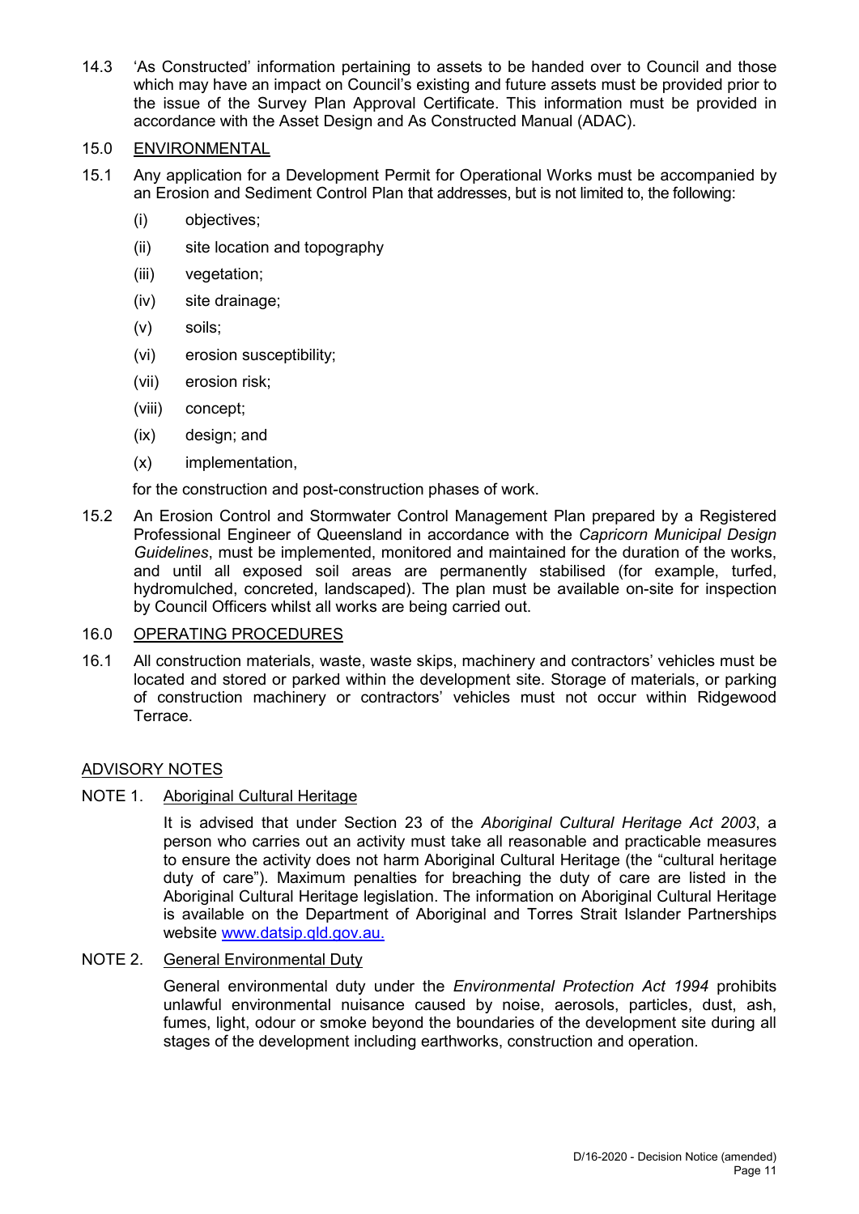14.3 'As Constructed' information pertaining to assets to be handed over to Council and those which may have an impact on Council's existing and future assets must be provided prior to the issue of the Survey Plan Approval Certificate. This information must be provided in accordance with the Asset Design and As Constructed Manual (ADAC).

## 15.0 ENVIRONMENTAL

15.1 Any application for a Development Permit for Operational Works must be accompanied by an Erosion and Sediment Control Plan that addresses, but is not limited to, the following:

- (i) objectives;
- (ii) site location and topography
- (iii) vegetation;
- (iv) site drainage;
- (v) soils;
- (vi) erosion susceptibility;
- (vii) erosion risk;
- (viii) concept;
- (ix) design; and
- (x) implementation,

for the construction and post-construction phases of work.

15.2 An Erosion Control and Stormwater Control Management Plan prepared by a Registered Professional Engineer of Queensland in accordance with the *Capricorn Municipal Design Guidelines*, must be implemented, monitored and maintained for the duration of the works, and until all exposed soil areas are permanently stabilised (for example, turfed, hydromulched, concreted, landscaped). The plan must be available on-site for inspection by Council Officers whilst all works are being carried out.

## 16.0 OPERATING PROCEDURES

16.1 All construction materials, waste, waste skips, machinery and contractors' vehicles must be located and stored or parked within the development site. Storage of materials, or parking of construction machinery or contractors' vehicles must not occur within Ridgewood Terrace.

## ADVISORY NOTES

### NOTE 1. Aboriginal Cultural Heritage

It is advised that under Section 23 of the *Aboriginal Cultural Heritage Act 2003*, a person who carries out an activity must take all reasonable and practicable measures to ensure the activity does not harm Aboriginal Cultural Heritage (the "cultural heritage duty of care"). Maximum penalties for breaching the duty of care are listed in the Aboriginal Cultural Heritage legislation. The information on Aboriginal Cultural Heritage is available on the Department of Aboriginal and Torres Strait Islander Partnerships website www.datsip.qld.gov.au.

### NOTE 2. General Environmental Duty

General environmental duty under the *Environmental Protection Act 1994* prohibits unlawful environmental nuisance caused by noise, aerosols, particles, dust, ash, fumes, light, odour or smoke beyond the boundaries of the development site during all stages of the development including earthworks, construction and operation.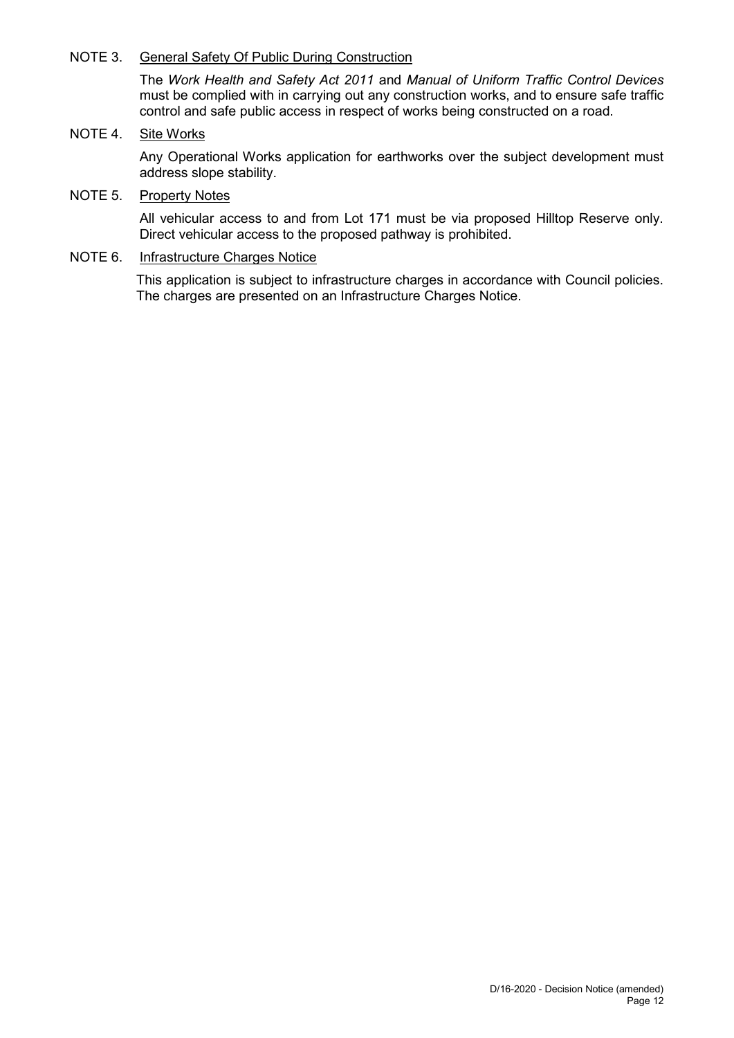NOTE 3. <u>General Safety Of Public During Construction</u>

The *Work Health and Safety Act 2011* and *Manual of Uniform Traffic Control Devices* must be complied with in carrying out any construction works, and to ensure safe traffic control and safe public access in respect of works being constructed on a road.

NOTE 4. <u>Site Works</u>

Any Operational Works application for earthworks over the subject development must address slope stability.

NOTE 5. <u>Property Notes</u>

All vehicular access to and from Lot 171 must be via proposed Hilltop Reserve only. Direct vehicular access to the proposed pathway is prohibited.

NOTE 6. <u>Infrastructure Charges Notice</u>

This application is subject to infrastructure charges in accordance with Council policies. The charges are presented on an Infrastructure Charges Notice.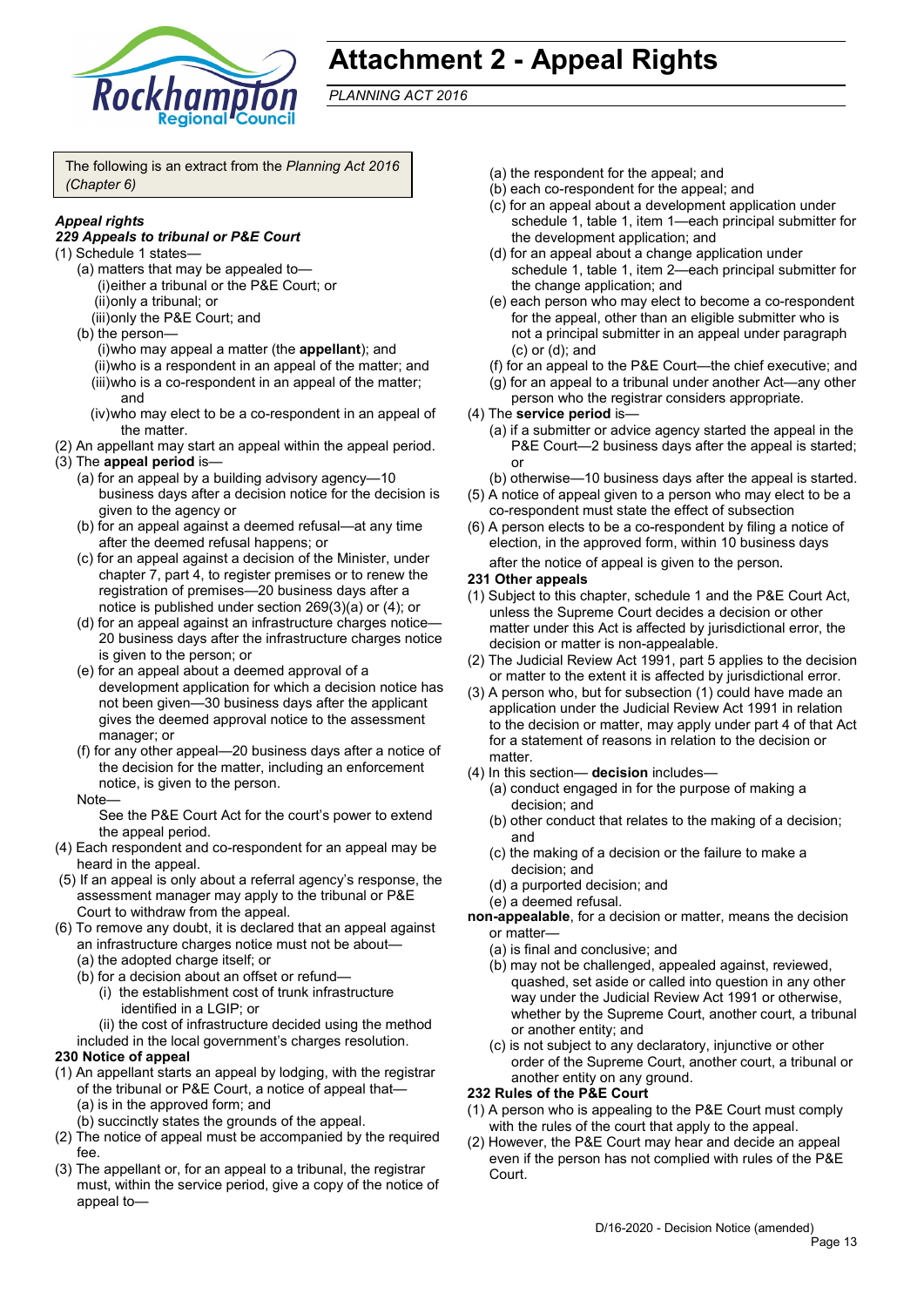# Attachment 2 - Appeal Rights

*PLANNING ACT 2016*

The following is an extract from the *Planning Act 2016 (Chapter 6)*

***Appeal rights***

***229 Appeals to tribunal or P&E Court***

(1) Schedule 1 states—

- (a) matters that may be appealed to—
  - (i) either a tribunal or the P&E Court; or
  - (ii) only a tribunal; or
  - (iii) only the P&E Court; and
- (b) the person—
  - (i) who may appeal a matter (the **appellant**); and
  - (ii) who is a respondent in an appeal of the matter; and
  - (iii) who is a co-respondent in an appeal of the matter; and
  - (iv) who may elect to be a co-respondent in an appeal of the matter.

(2) An appellant may start an appeal within the appeal period.

(3) The **appeal period** is—

- (a) for an appeal by a building advisory agency—10 business days after a decision notice for the decision is given to the agency or
- (b) for an appeal against a deemed refusal—at any time after the deemed refusal happens; or
- (c) for an appeal against a decision of the Minister, under chapter 7, part 4, to register premises or to renew the registration of premises—20 business days after a notice is published under section 269(3)(a) or (4); or
- (d) for an appeal against an infrastructure charges notice—20 business days after the infrastructure charges notice is given to the person; or
- (e) for an appeal about a deemed approval of a development application for which a decision notice has not been given—30 business days after the applicant gives the deemed approval notice to the assessment manager; or
- (f) for any other appeal—20 business days after a notice of the decision for the matter, including an enforcement notice, is given to the person.

Note—

See the P&E Court Act for the court's power to extend the appeal period.

(4) Each respondent and co-respondent for an appeal may be heard in the appeal.

(5) If an appeal is only about a referral agency's response, the assessment manager may apply to the tribunal or P&E Court to withdraw from the appeal.

(6) To remove any doubt, it is declared that an appeal against an infrastructure charges notice must not be about—

- (a) the adopted charge itself; or
- (b) for a decision about an offset or refund—
  - (i) the establishment cost of trunk infrastructure identified in a LGIP; or
  - (ii) the cost of infrastructure decided using the method

included in the local government's charges resolution.

**230 Notice of appeal**

(1) An appellant starts an appeal by lodging, with the registrar of the tribunal or P&E Court, a notice of appeal that—

- (a) is in the approved form; and
- (b) succinctly states the grounds of the appeal.

(2) The notice of appeal must be accompanied by the required fee.

(3) The appellant or, for an appeal to a tribunal, the registrar must, within the service period, give a copy of the notice of appeal to—

- (a) the respondent for the appeal; and
- (b) each co-respondent for the appeal; and
- (c) for an appeal about a development application under schedule 1, table 1, item 1—each principal submitter for the development application; and
- (d) for an appeal about a change application under schedule 1, table 1, item 2—each principal submitter for the change application; and
- (e) each person who may elect to become a co-respondent for the appeal, other than an eligible submitter who is not a principal submitter in an appeal under paragraph (c) or (d); and
- (f) for an appeal to the P&E Court—the chief executive; and
- (g) for an appeal to a tribunal under another Act—any other person who the registrar considers appropriate.

(4) The **service period** is—

- (a) if a submitter or advice agency started the appeal in the P&E Court—2 business days after the appeal is started; or
- (b) otherwise—10 business days after the appeal is started.

(5) A notice of appeal given to a person who may elect to be a co-respondent must state the effect of subsection

(6) A person elects to be a co-respondent by filing a notice of election, in the approved form, within 10 business days after the notice of appeal is given to the person.

**231 Other appeals**

(1) Subject to this chapter, schedule 1 and the P&E Court Act, unless the Supreme Court decides a decision or other matter under this Act is affected by jurisdictional error, the decision or matter is non-appealable.

(2) The Judicial Review Act 1991, part 5 applies to the decision or matter to the extent it is affected by jurisdictional error.

(3) A person who, but for subsection (1) could have made an application under the Judicial Review Act 1991 in relation to the decision or matter, may apply under part 4 of that Act for a statement of reasons in relation to the decision or matter.

(4) In this section— **decision** includes—

- (a) conduct engaged in for the purpose of making a decision; and
- (b) other conduct that relates to the making of a decision; and
- (c) the making of a decision or the failure to make a decision; and
- (d) a purported decision; and
- (e) a deemed refusal.

**non-appealable**, for a decision or matter, means the decision or matter—

- (a) is final and conclusive; and
- (b) may not be challenged, appealed against, reviewed, quashed, set aside or called into question in any other way under the Judicial Review Act 1991 or otherwise, whether by the Supreme Court, another court, a tribunal or another entity; and
- (c) is not subject to any declaratory, injunctive or other order of the Supreme Court, another court, a tribunal or another entity on any ground.

**232 Rules of the P&E Court**

(1) A person who is appealing to the P&E Court must comply with the rules of the court that apply to the appeal.

(2) However, the P&E Court may hear and decide an appeal even if the person has not complied with rules of the P&E Court.

D/16-2020 - Decision Notice (amended)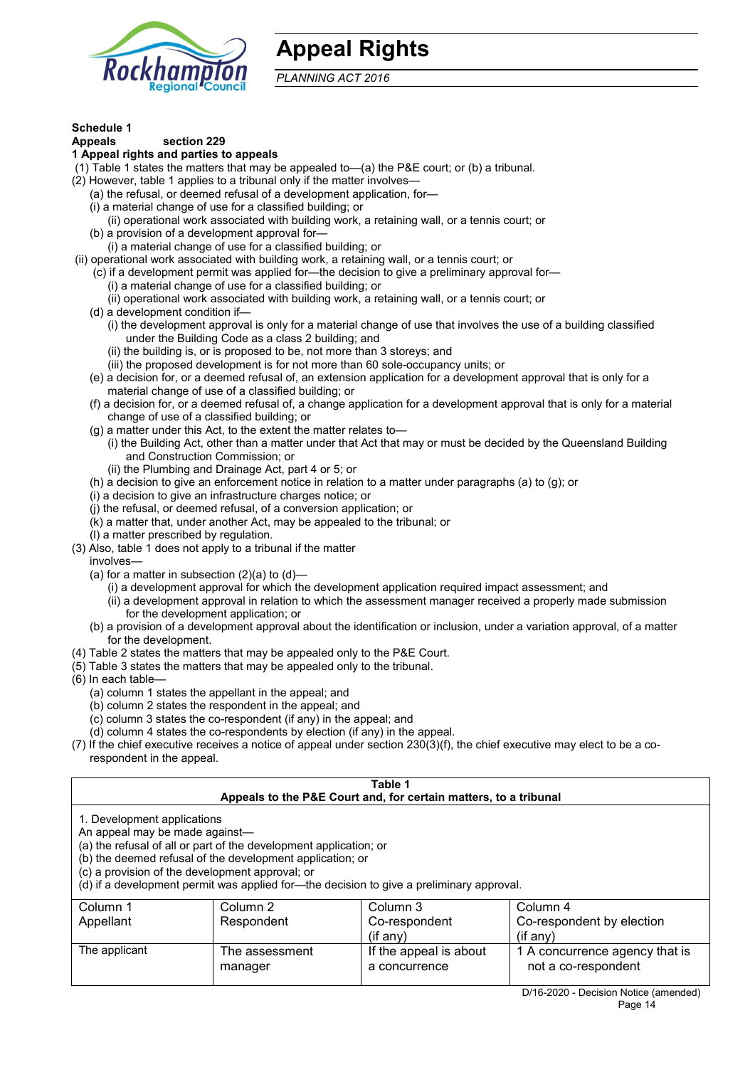# Appeal Rights

*PLANNING ACT 2016*

**Schedule 1**

**Appeals section 229**

**1 Appeal rights and parties to appeals**

(1) Table 1 states the matters that may be appealed to—(a) the P&E court; or (b) a tribunal.

(2) However, table 1 applies to a tribunal only if the matter involves—

(a) the refusal, or deemed refusal of a development application, for—

(i) a material change of use for a classified building; or

(ii) operational work associated with building work, a retaining wall, or a tennis court; or

(b) a provision of a development approval for—

(i) a material change of use for a classified building; or

(ii) operational work associated with building work, a retaining wall, or a tennis court; or

(c) if a development permit was applied for—the decision to give a preliminary approval for—

(i) a material change of use for a classified building; or

(ii) operational work associated with building work, a retaining wall, or a tennis court; or

(d) a development condition if—

(i) the development approval is only for a material change of use that involves the use of a building classified under the Building Code as a class 2 building; and

(ii) the building is, or is proposed to be, not more than 3 storeys; and

(iii) the proposed development is for not more than 60 sole-occupancy units; or

(e) a decision for, or a deemed refusal of, an extension application for a development approval that is only for a material change of use of a classified building; or

(f) a decision for, or a deemed refusal of, a change application for a development approval that is only for a material change of use of a classified building; or

(g) a matter under this Act, to the extent the matter relates to—

(i) the Building Act, other than a matter under that Act that may or must be decided by the Queensland Building and Construction Commission; or

(ii) the Plumbing and Drainage Act, part 4 or 5; or

(h) a decision to give an enforcement notice in relation to a matter under paragraphs (a) to (g); or

(i) a decision to give an infrastructure charges notice; or

(j) the refusal, or deemed refusal, of a conversion application; or

(k) a matter that, under another Act, may be appealed to the tribunal; or

(l) a matter prescribed by regulation.

(3) Also, table 1 does not apply to a tribunal if the matter involves—

(a) for a matter in subsection (2)(a) to (d)—

(i) a development approval for which the development application required impact assessment; and

(ii) a development approval in relation to which the assessment manager received a properly made submission for the development application; or

(b) a provision of a development approval about the identification or inclusion, under a variation approval, of a matter for the development.

(4) Table 2 states the matters that may be appealed only to the P&E Court.

(5) Table 3 states the matters that may be appealed only to the tribunal.

(6) In each table—

(a) column 1 states the appellant in the appeal; and

(b) column 2 states the respondent in the appeal;

(c) column 3 states the co-respondent (if any) in the appeal; and

(d) column 4 states the co-respondents by election (if any) in the appeal.

(7) If the chief executive receives a notice of appeal under section 230(3)(f), the chief executive may elect to be a co-respondent in the appeal.

**Table 1**
**Appeals to the P&E Court and, for certain matters, to a tribunal**

1. Development applications

An appeal may be made against—

(a) the refusal of all or part of the development application; or

(b) the deemed refusal of the development application; or

(c) a provision of the development approval; or

(d) if a development permit was applied for—the decision to give a preliminary approval.

| Column 1<br>Appellant | Column 2<br>Respondent | Column 3<br>Co-respondent<br>(if any) | Column 4<br>Co-respondent by election<br>(if any) |
|---|---|---|---|
| The applicant | The assessment manager | If the appeal is about a concurrence | 1 A concurrence agency that is not a co-respondent |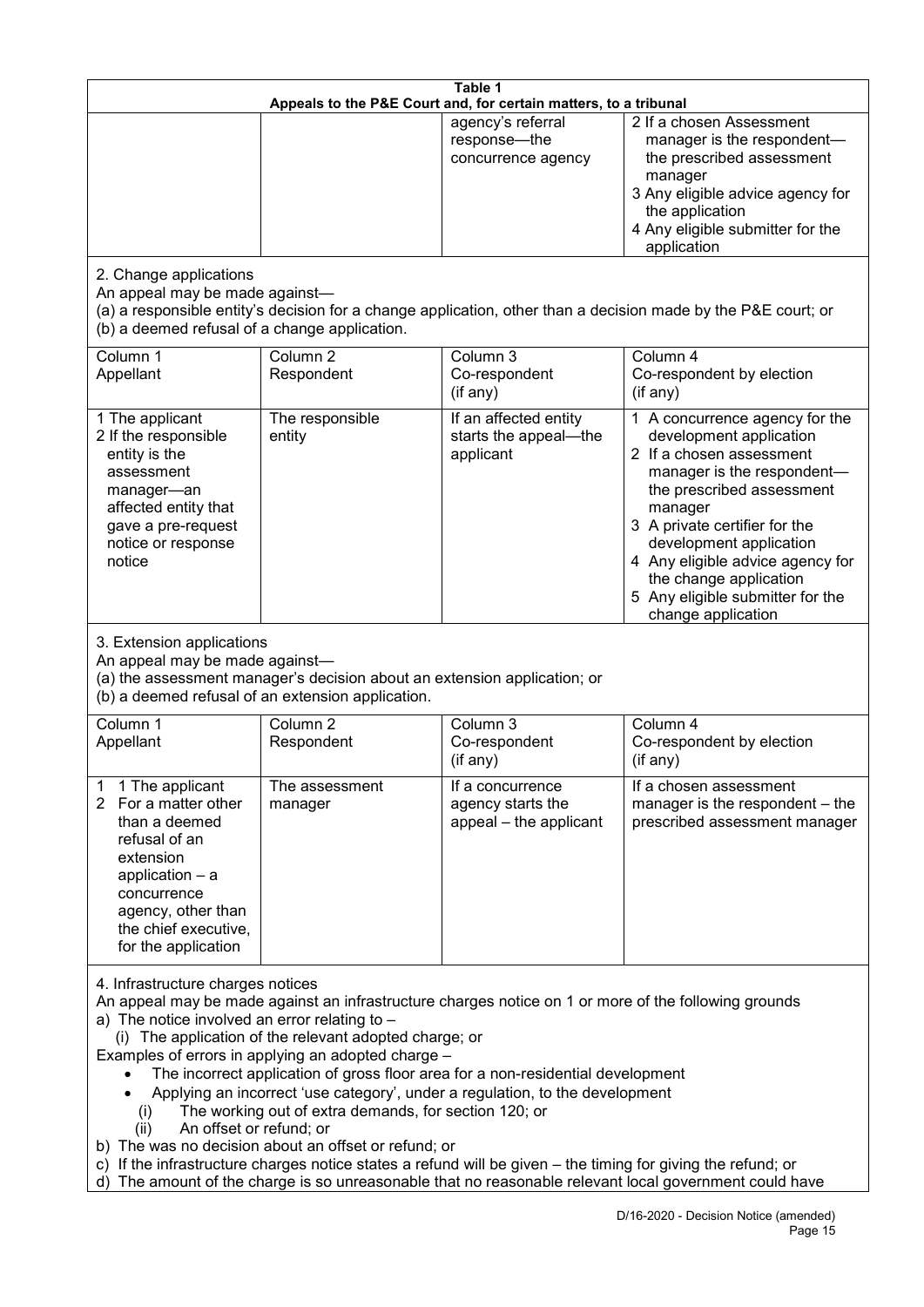**Table 1**
**Appeals to the P&E Court and, for certain matters, to a tribunal**

| | | | |
|---|---|---|---|
| | | agency's referral response—the concurrence agency | 2 If a chosen Assessment manager is the respondent—the prescribed assessment manager<br>3 Any eligible advice agency for the application<br>4 Any eligible submitter for the application |

2. Change applications

An appeal may be made against—

(a) a responsible entity's decision for a change application, other than a decision made by the P&E court; or

(b) a deemed refusal of a change application.

| Column 1<br>Appellant | Column 2<br>Respondent | Column 3<br>Co-respondent<br>(if any) | Column 4<br>Co-respondent by election<br>(if any) |
|---|---|---|---|
| 1 The applicant<br>2 If the responsible entity is the assessment manager—an affected entity that gave a pre-request notice or response notice | The responsible entity | If an affected entity starts the appeal—the applicant | 1 A concurrence agency for the development application<br>2 If a chosen assessment manager is the respondent—the prescribed assessment manager<br>3 A private certifier for the development application<br>4 Any eligible advice agency for the change application<br>5 Any eligible submitter for the change application |

3. Extension applications

An appeal may be made against—

(a) the assessment manager's decision about an extension application; or

(b) a deemed refusal of an extension application.

| Column 1<br>Appellant | Column 2<br>Respondent | Column 3<br>Co-respondent<br>(if any) | Column 4<br>Co-respondent by election<br>(if any) |
|---|---|---|---|
| 1 1 The applicant<br>2 For a matter other than a deemed refusal of an extension application – a concurrence agency, other than the chief executive, for the application | The assessment manager | If a concurrence agency starts the appeal – the applicant | If a chosen assessment manager is the respondent – the prescribed assessment manager |

4. Infrastructure charges notices

An appeal may be made against an infrastructure charges notice on 1 or more of the following grounds

a) The notice involved an error relating to –

(i) The application of the relevant adopted charge; or

Examples of errors in applying an adopted charge –

- The incorrect application of gross floor area for a non-residential development
- Applying an incorrect 'use category', under a regulation, to the development
  - (i) The working out of extra demands, for section 120; or
  - (ii) An offset or refund; or

b) The was no decision about an offset or refund; or

c) If the infrastructure charges notice states a refund will be given – the timing for giving the refund; or

d) The amount of the charge is so unreasonable that no reasonable relevant local government could have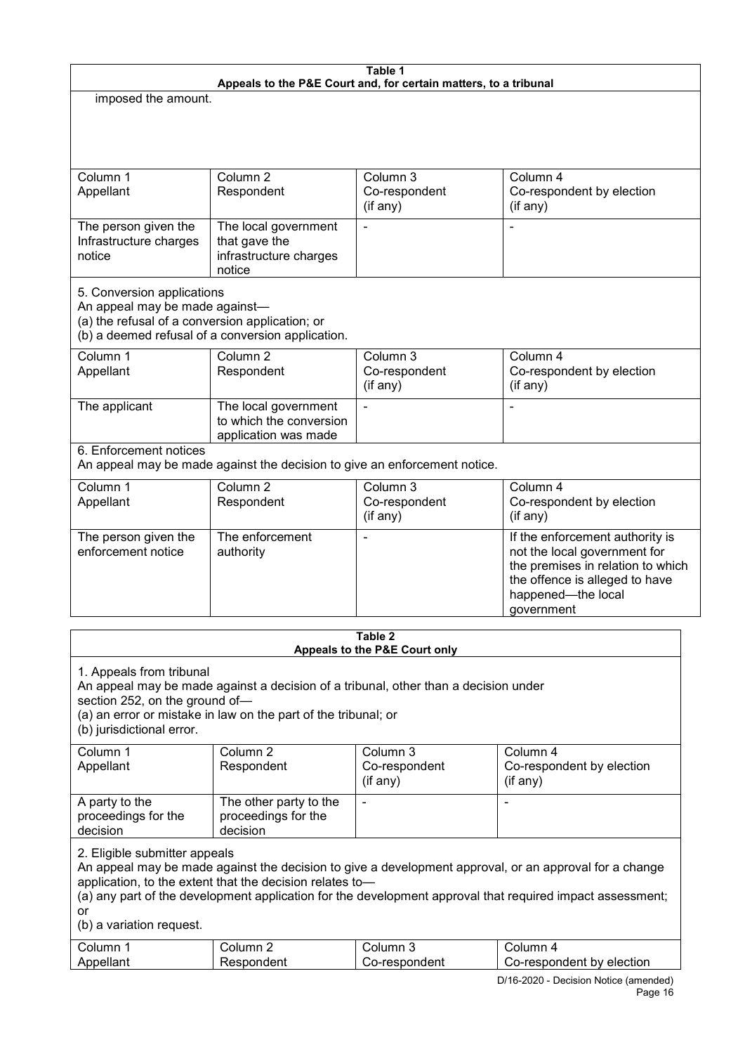**Table 1**
**Appeals to the P&E Court and, for certain matters, to a tribunal**

imposed the amount.

| Column 1<br>Appellant | Column 2<br>Respondent | Column 3<br>Co-respondent<br>(if any) | Column 4<br>Co-respondent by election<br>(if any) |
|---|---|---|---|
| The person given the Infrastructure charges notice | The local government that gave the infrastructure charges notice | - | - |

5. Conversion applications
An appeal may be made against—
(a) the refusal of a conversion application; or
(b) a deemed refusal of a conversion application.

| Column 1<br>Appellant | Column 2<br>Respondent | Column 3<br>Co-respondent<br>(if any) | Column 4<br>Co-respondent by election<br>(if any) |
|---|---|---|---|
| The applicant | The local government to which the conversion application was made | - | - |

6. Enforcement notices
An appeal may be made against the decision to give an enforcement notice.

| Column 1<br>Appellant | Column 2<br>Respondent | Column 3<br>Co-respondent<br>(if any) | Column 4<br>Co-respondent by election<br>(if any) |
|---|---|---|---|
| The person given the enforcement notice | The enforcement authority | - | If the enforcement authority is not the local government for the premises in relation to which the offence is alleged to have happened—the local government |

**Table 2**
**Appeals to the P&E Court only**

1. Appeals from tribunal
An appeal may be made against a decision of a tribunal, other than a decision under section 252, on the ground of—
(a) an error or mistake in law on the part of the tribunal; or
(b) jurisdictional error.

| Column 1<br>Appellant | Column 2<br>Respondent | Column 3<br>Co-respondent<br>(if any) | Column 4<br>Co-respondent by election<br>(if any) |
|---|---|---|---|
| A party to the proceedings for the decision | The other party to the proceedings for the decision | - | - |

2. Eligible submitter appeals
An appeal may be made against the decision to give a development approval, or an approval for a change application, to the extent that the decision relates to—
(a) any part of the development application for the development approval that required impact assessment; or
(b) a variation request.

| Column 1<br>Appellant | Column 2<br>Respondent | Column 3<br>Co-respondent | Column 4<br>Co-respondent by election |
|---|---|---|---|

D/16-2020 - Decision Notice (amended)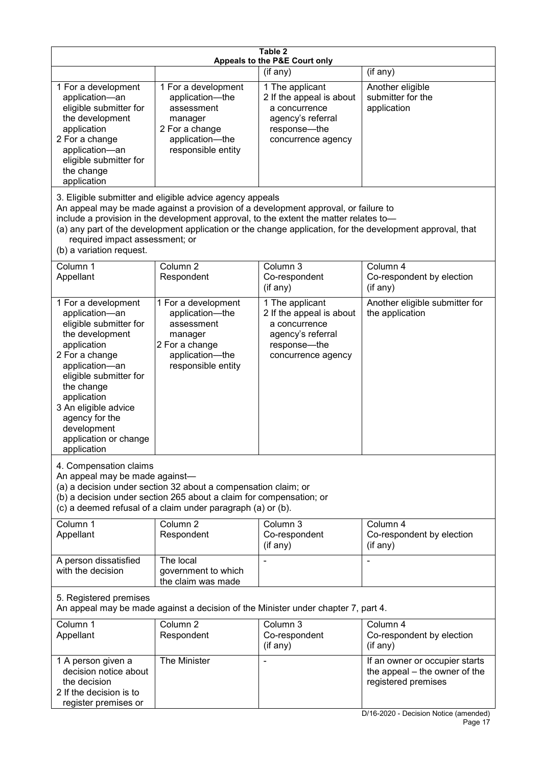**Table 2**
**Appeals to the P&E Court only**

| | | (if any) | (if any) |
|---|---|---|---|
| 1 For a development application—an eligible submitter for the development application<br>2 For a change application—an eligible submitter for the change application | 1 For a development application—the assessment manager<br>2 For a change application—the responsible entity | 1 The applicant<br>2 If the appeal is about a concurrence agency's referral response—the concurrence agency | Another eligible submitter for the application |

3. Eligible submitter and eligible advice agency appeals
An appeal may be made against a provision of a development approval, or failure to include a provision in the development approval, to the extent the matter relates to—
(a) any part of the development application or the change application, for the development approval, that required impact assessment; or
(b) a variation request.

| Column 1<br>Appellant | Column 2<br>Respondent | Column 3<br>Co-respondent<br>(if any) | Column 4<br>Co-respondent by election<br>(if any) |
|---|---|---|---|
| 1 For a development application—an eligible submitter for the development application<br>2 For a change application—an eligible submitter for the change application<br>3 An eligible advice agency for the development application or change application | 1 For a development application—the assessment manager<br>2 For a change application—the responsible entity | 1 The applicant<br>2 If the appeal is about a concurrence agency's referral response—the concurrence agency | Another eligible submitter for the application |

4. Compensation claims
An appeal may be made against—
(a) a decision under section 32 about a compensation claim; or
(b) a decision under section 265 about a claim for compensation; or
(c) a deemed refusal of a claim under paragraph (a) or (b).

| Column 1<br>Appellant | Column 2<br>Respondent | Column 3<br>Co-respondent<br>(if any) | Column 4<br>Co-respondent by election<br>(if any) |
|---|---|---|---|
| A person dissatisfied with the decision | The local government to which the claim was made | - | - |

5. Registered premises
An appeal may be made against a decision of the Minister under chapter 7, part 4.

| Column 1<br>Appellant | Column 2<br>Respondent | Column 3<br>Co-respondent<br>(if any) | Column 4<br>Co-respondent by election<br>(if any) |
|---|---|---|---|
| 1 A person given a decision notice about the decision<br>2 If the decision is to register premises or | The Minister | - | If an owner or occupier starts the appeal – the owner of the registered premises |

D/16-2020 - Decision Notice (amended)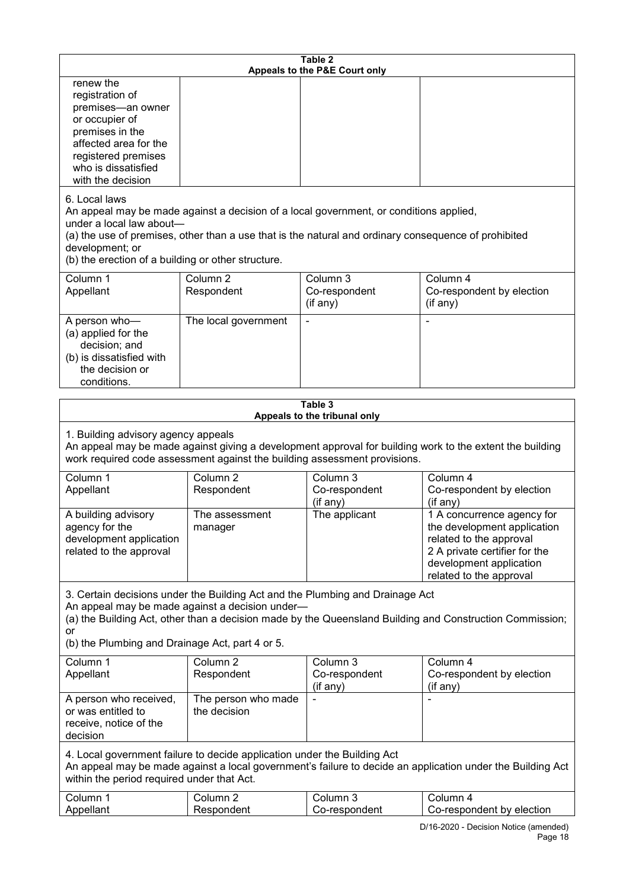**Table 2**
**Appeals to the P&E Court only**

| | | | |
|---|---|---|---|
| renew the registration of premises—an owner or occupier of premises in the affected area for the registered premises who is dissatisfied with the decision | | | |

6. Local laws
An appeal may be made against a decision of a local government, or conditions applied, under a local law about—
(a) the use of premises, other than a use that is the natural and ordinary consequence of prohibited development; or
(b) the erection of a building or other structure.

| Column 1 Appellant | Column 2 Respondent | Column 3 Co-respondent (if any) | Column 4 Co-respondent by election (if any) |
|---|---|---|---|
| A person who— (a) applied for the decision; and (b) is dissatisfied with the decision or conditions. | The local government | - | - |

**Table 3**
**Appeals to the tribunal only**

1. Building advisory agency appeals
An appeal may be made against giving a development approval for building work to the extent the building work required code assessment against the building assessment provisions.

| Column 1 Appellant | Column 2 Respondent | Column 3 Co-respondent (if any) | Column 4 Co-respondent by election (if any) |
|---|---|---|---|
| A building advisory agency for the development application related to the approval | The assessment manager | The applicant | 1 A concurrence agency for the development application related to the approval 2 A private certifier for the development application related to the approval |

3. Certain decisions under the Building Act and the Plumbing and Drainage Act
An appeal may be made against a decision under—
(a) the Building Act, other than a decision made by the Queensland Building and Construction Commission; or
(b) the Plumbing and Drainage Act, part 4 or 5.

| Column 1 Appellant | Column 2 Respondent | Column 3 Co-respondent (if any) | Column 4 Co-respondent by election (if any) |
|---|---|---|---|
| A person who received, or was entitled to receive, notice of the decision | The person who made the decision | - | - |

4. Local government failure to decide application under the Building Act
An appeal may be made against a local government's failure to decide an application under the Building Act within the period required under that Act.

| Column 1 Appellant | Column 2 Respondent | Column 3 Co-respondent | Column 4 Co-respondent by election |
|---|---|---|---|

D/16-2020 - Decision Notice (amended)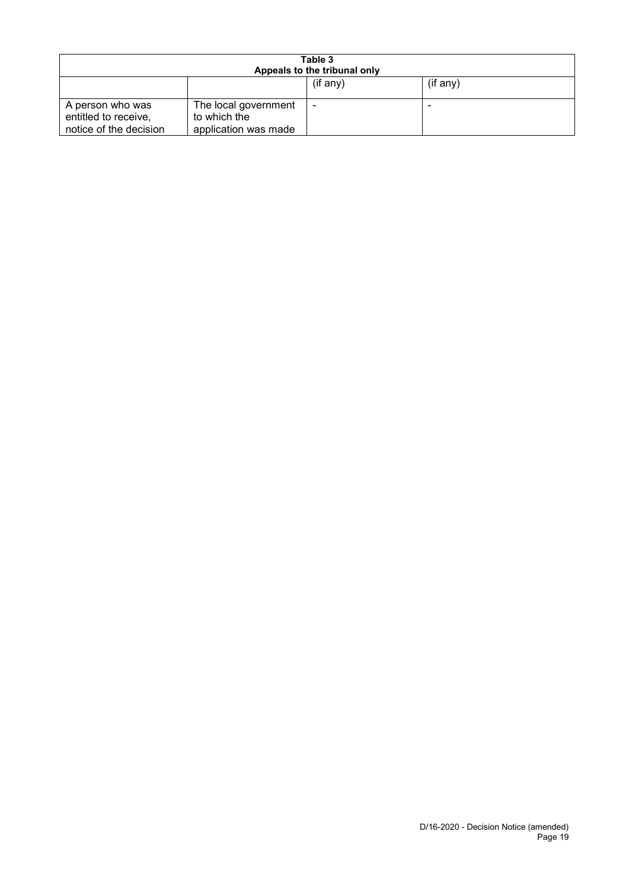| Table 3<br>Appeals to the tribunal only | | | |
|---|---|---|---|
| | | (if any) | (if any) |
| A person who was entitled to receive, notice of the decision | The local government to which the application was made | - | - |